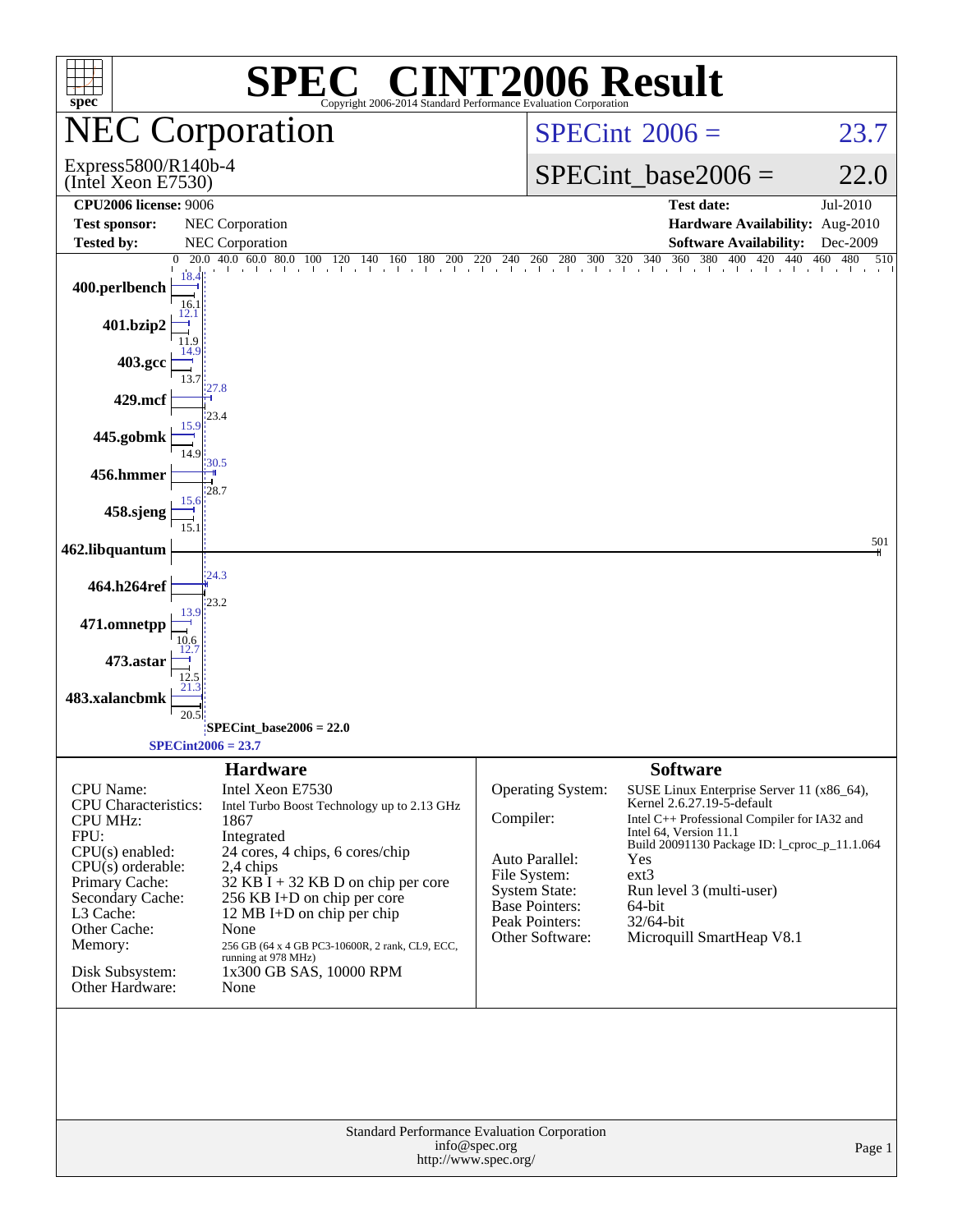# SPEC CINT2006 Result

Copyright 2006-2014 Standard Performance Evaluation Corporation

## NEC Corporation

Express5800/R140b-4
(Intel Xeon E7530)

SPECint 2006 = 23.7

SPECint_base2006 = 22.0

| | | | |
|---|---|---|---|
| **CPU2006 license:** 9006 | | **Test date:** | Jul-2010 |
| **Test sponsor:** | NEC Corporation | **Hardware Availability:** | Aug-2010 |
| **Tested by:** | NEC Corporation | **Software Availability:** | Dec-2009 |

| Benchmark | Peak | Base |
|---|---|---|
| 400.perlbench | 18.4 | 16.1 |
| 401.bzip2 | 12.1 | 11.9 |
| 403.gcc | 14.9 | 13.7 |
| 429.mcf | 27.8 | 23.4 |
| 445.gobmk | 15.9 | 14.9 |
| 456.hmmer | 30.5 | 28.7 |
| 458.sjeng | 15.6 | 15.1 |
| 462.libquantum | 501 | 501 |
| 464.h264ref | 24.3 | 23.2 |
| 471.omnetpp | 13.9 | 10.6 |
| 473.astar | 12.7 | 12.5 |
| 483.xalancbmk | 21.3 | 20.5 |

SPECint_base2006 = 22.0

SPECint2006 = 23.7

### Hardware

| | |
|---|---|
| CPU Name: | Intel Xeon E7530 |
| CPU Characteristics: | Intel Turbo Boost Technology up to 2.13 GHz |
| CPU MHz: | 1867 |
| FPU: | Integrated |
| CPU(s) enabled: | 24 cores, 4 chips, 6 cores/chip |
| CPU(s) orderable: | 2,4 chips |
| Primary Cache: | 32 KB I + 32 KB D on chip per core |
| Secondary Cache: | 256 KB I+D on chip per core |
| L3 Cache: | 12 MB I+D on chip per chip |
| Other Cache: | None |
| Memory: | 256 GB (64 x 4 GB PC3-10600R, 2 rank, CL9, ECC, running at 978 MHz) |
| Disk Subsystem: | 1x300 GB SAS, 10000 RPM |
| Other Hardware: | None |

### Software

| | |
|---|---|
| Operating System: | SUSE Linux Enterprise Server 11 (x86_64), Kernel 2.6.27.19-5-default |
| Compiler: | Intel C++ Professional Compiler for IA32 and Intel 64, Version 11.1 Build 20091130 Package ID: l_cproc_p_11.1.064 |
| Auto Parallel: | Yes |
| File System: | ext3 |
| System State: | Run level 3 (multi-user) |
| Base Pointers: | 64-bit |
| Peak Pointers: | 32/64-bit |
| Other Software: | Microquill SmartHeap V8.1 |

Standard Performance Evaluation Corporation
info@spec.org
http://www.spec.org/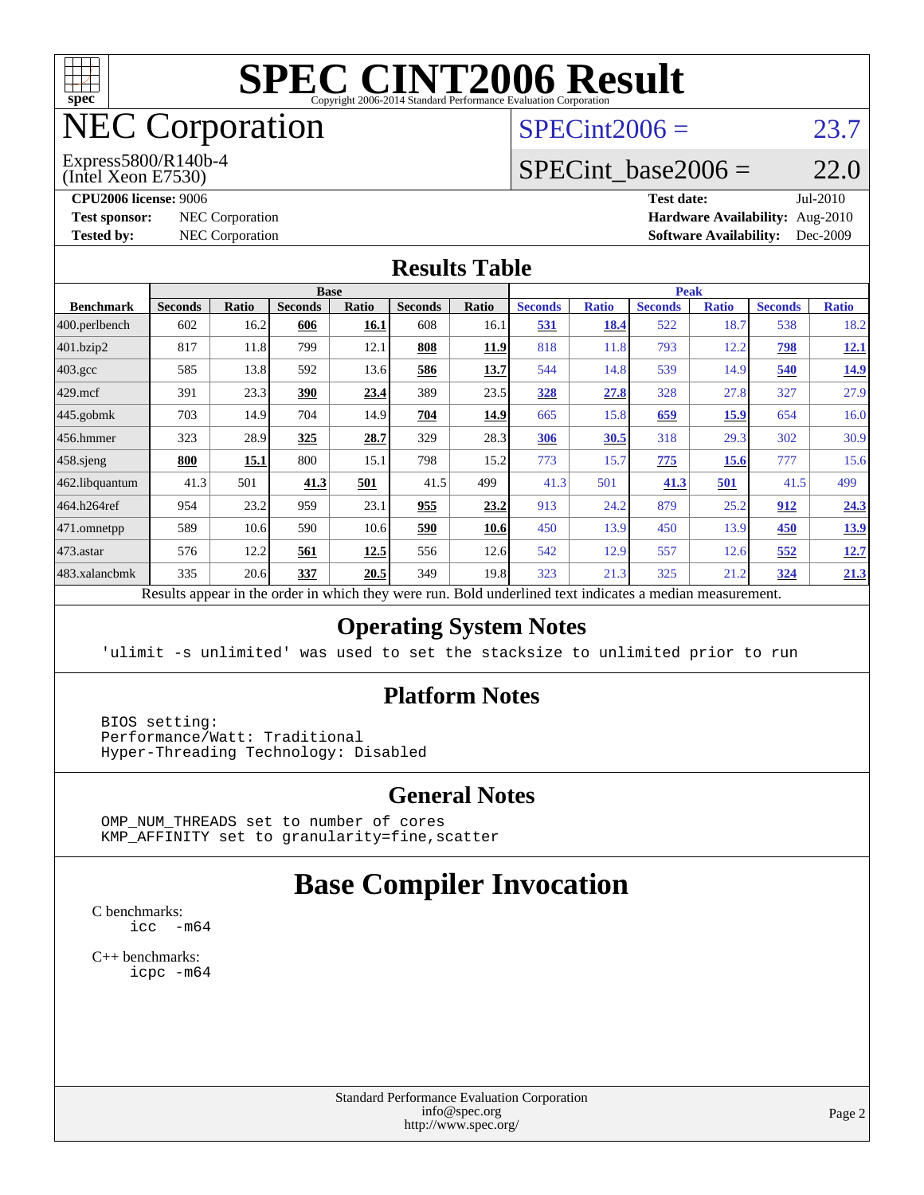# SPEC CINT2006 Result

Copyright 2006-2014 Standard Performance Evaluation Corporation

## NEC Corporation

Express5800/R140b-4
(Intel Xeon E7530)

SPECint2006 = 23.7

SPECint_base2006 = 22.0

**CPU2006 license:** 9006
**Test sponsor:** NEC Corporation
**Tested by:** NEC Corporation

**Test date:** Jul-2010
**Hardware Availability:** Aug-2010
**Software Availability:** Dec-2009

## Results Table

| Benchmark | Base | | | | | | Peak | | | | | |
|---|---|---|---|---|---|---|---|---|---|---|---|---|
| | Seconds | Ratio | Seconds | Ratio | Seconds | Ratio | Seconds | Ratio | Seconds | Ratio | Seconds | Ratio |
| 400.perlbench | 602 | 16.2 | **606** | **16.1** | 608 | 16.1 | **531** | **18.4** | 522 | 18.7 | 538 | 18.2 |
| 401.bzip2 | 817 | 11.8 | 799 | 12.1 | **808** | **11.9** | 818 | 11.8 | 793 | 12.2 | **798** | **12.1** |
| 403.gcc | 585 | 13.8 | 592 | 13.6 | **586** | **13.7** | 544 | 14.8 | 539 | 14.9 | **540** | **14.9** |
| 429.mcf | 391 | 23.3 | **390** | **23.4** | 389 | 23.5 | **328** | **27.8** | 328 | 27.8 | 327 | 27.9 |
| 445.gobmk | 703 | 14.9 | 704 | 14.9 | **704** | **14.9** | 665 | 15.8 | **659** | **15.9** | 654 | 16.0 |
| 456.hmmer | 323 | 28.9 | **325** | **28.7** | 329 | 28.3 | **306** | **30.5** | 318 | 29.3 | 302 | 30.9 |
| 458.sjeng | **800** | **15.1** | 800 | 15.1 | 798 | 15.2 | 773 | 15.7 | **775** | **15.6** | 777 | 15.6 |
| 462.libquantum | 41.3 | 501 | **41.3** | **501** | 41.5 | 499 | 41.3 | 501 | **41.3** | **501** | 41.5 | 499 |
| 464.h264ref | 954 | 23.2 | 959 | 23.1 | **955** | **23.2** | 913 | 24.2 | 879 | 25.2 | **912** | **24.3** |
| 471.omnetpp | 589 | 10.6 | 590 | 10.6 | **590** | **10.6** | 450 | 13.9 | 450 | 13.9 | **450** | **13.9** |
| 473.astar | 576 | 12.2 | **561** | **12.5** | 556 | 12.6 | 542 | 12.9 | 557 | 12.6 | **552** | **12.7** |
| 483.xalancbmk | 335 | 20.6 | **337** | **20.5** | 349 | 19.8 | 323 | 21.3 | 325 | 21.2 | **324** | **21.3** |

Results appear in the order in which they were run. Bold underlined text indicates a median measurement.

## Operating System Notes

```
'ulimit -s unlimited' was used to set the stacksize to unlimited prior to run
```

## Platform Notes

```
BIOS setting:
Performance/Watt: Traditional
Hyper-Threading Technology: Disabled
```

## General Notes

```
OMP_NUM_THREADS set to number of cores
KMP_AFFINITY set to granularity=fine,scatter
```

# Base Compiler Invocation

C benchmarks:
```
icc  -m64
```

C++ benchmarks:
```
icpc -m64
```

Standard Performance Evaluation Corporation
info@spec.org
http://www.spec.org/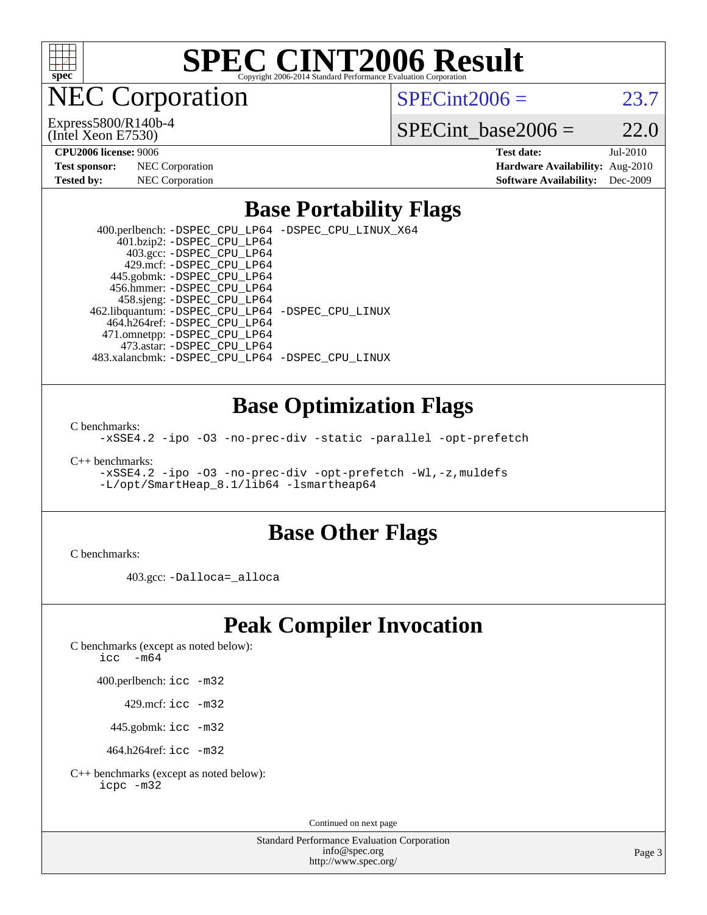# SPEC CINT2006 Result

Copyright 2006-2014 Standard Performance Evaluation Corporation

## NEC Corporation

Express5800/R140b-4
(Intel Xeon E7530)

SPECint2006 = 23.7

SPECint_base2006 = 22.0

**CPU2006 license:** 9006
**Test sponsor:** NEC Corporation
**Tested by:** NEC Corporation

**Test date:** Jul-2010
**Hardware Availability:** Aug-2010
**Software Availability:** Dec-2009

## Base Portability Flags

400.perlbench: `-DSPEC_CPU_LP64 -DSPEC_CPU_LINUX_X64`
401.bzip2: `-DSPEC_CPU_LP64`
403.gcc: `-DSPEC_CPU_LP64`
429.mcf: `-DSPEC_CPU_LP64`
445.gobmk: `-DSPEC_CPU_LP64`
456.hmmer: `-DSPEC_CPU_LP64`
458.sjeng: `-DSPEC_CPU_LP64`
462.libquantum: `-DSPEC_CPU_LP64 -DSPEC_CPU_LINUX`
464.h264ref: `-DSPEC_CPU_LP64`
471.omnetpp: `-DSPEC_CPU_LP64`
473.astar: `-DSPEC_CPU_LP64`
483.xalancbmk: `-DSPEC_CPU_LP64 -DSPEC_CPU_LINUX`

## Base Optimization Flags

C benchmarks:
`-xSSE4.2 -ipo -O3 -no-prec-div -static -parallel -opt-prefetch`

C++ benchmarks:
`-xSSE4.2 -ipo -O3 -no-prec-div -opt-prefetch -Wl,-z,muldefs -L/opt/SmartHeap_8.1/lib64 -lsmartheap64`

## Base Other Flags

C benchmarks:

403.gcc: `-Dalloca=_alloca`

## Peak Compiler Invocation

C benchmarks (except as noted below):
`icc -m64`

400.perlbench: `icc -m32`

429.mcf: `icc -m32`

445.gobmk: `icc -m32`

464.h264ref: `icc -m32`

C++ benchmarks (except as noted below):
`icpc -m32`

Continued on next page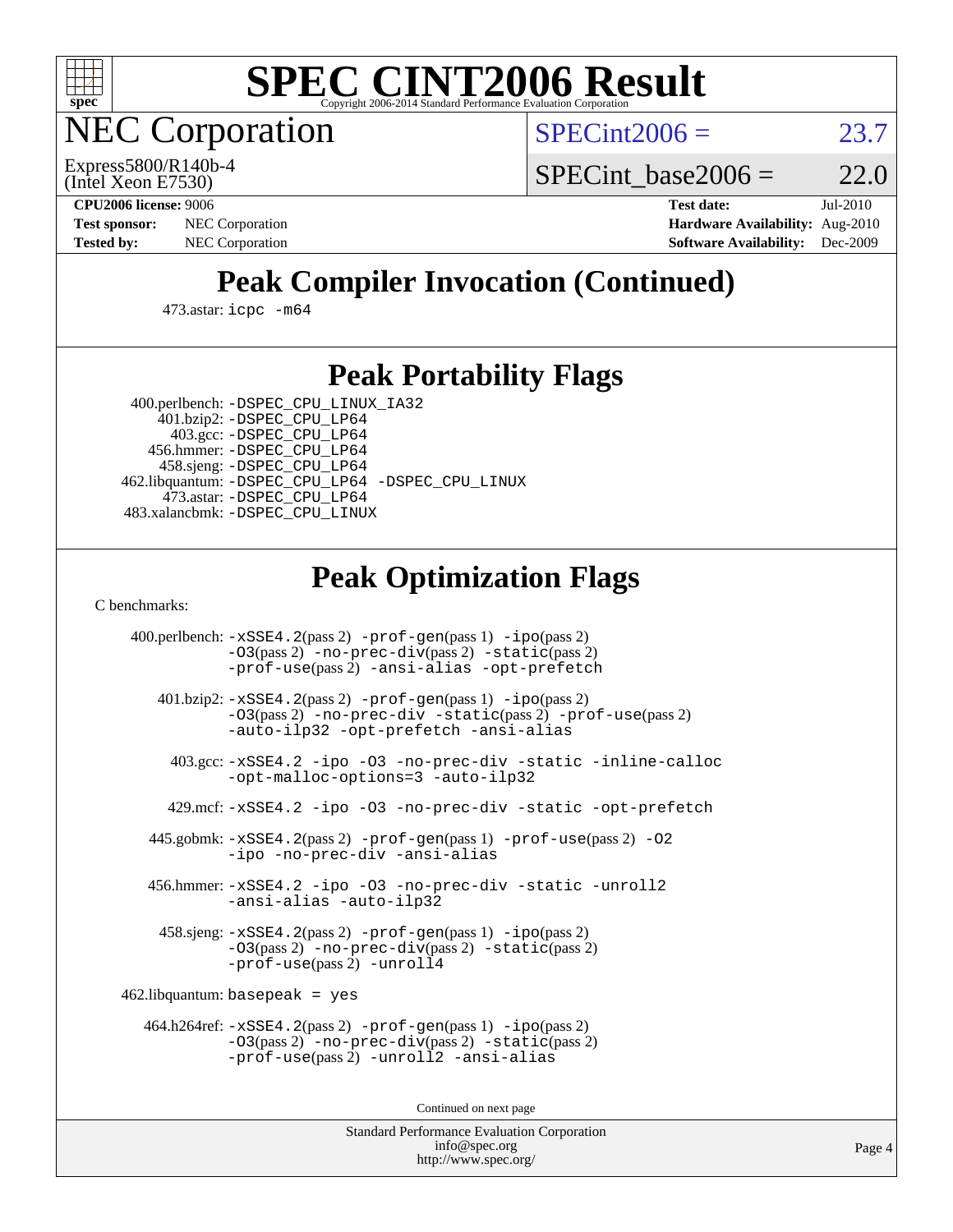# SPEC CINT2006 Result

Copyright 2006-2014 Standard Performance Evaluation Corporation

## NEC Corporation

Express5800/R140b-4
(Intel Xeon E7530)

SPECint2006 = 23.7

SPECint_base2006 = 22.0

**CPU2006 license:** 9006
**Test sponsor:** NEC Corporation
**Tested by:** NEC Corporation

**Test date:** Jul-2010
**Hardware Availability:** Aug-2010
**Software Availability:** Dec-2009

## Peak Compiler Invocation (Continued)

473.astar: `icpc -m64`

## Peak Portability Flags

400.perlbench: `-DSPEC_CPU_LINUX_IA32`
401.bzip2: `-DSPEC_CPU_LP64`
403.gcc: `-DSPEC_CPU_LP64`
456.hmmer: `-DSPEC_CPU_LP64`
458.sjeng: `-DSPEC_CPU_LP64`
462.libquantum: `-DSPEC_CPU_LP64 -DSPEC_CPU_LINUX`
473.astar: `-DSPEC_CPU_LP64`
483.xalancbmk: `-DSPEC_CPU_LINUX`

## Peak Optimization Flags

C benchmarks:

400.perlbench: `-xSSE4.2`(pass 2) `-prof-gen`(pass 1) `-ipo`(pass 2) `-O3`(pass 2) `-no-prec-div`(pass 2) `-static`(pass 2) `-prof-use`(pass 2) `-ansi-alias -opt-prefetch`

401.bzip2: `-xSSE4.2`(pass 2) `-prof-gen`(pass 1) `-ipo`(pass 2) `-O3`(pass 2) `-no-prec-div -static`(pass 2) `-prof-use`(pass 2) `-auto-ilp32 -opt-prefetch -ansi-alias`

403.gcc: `-xSSE4.2 -ipo -O3 -no-prec-div -static -inline-calloc -opt-malloc-options=3 -auto-ilp32`

429.mcf: `-xSSE4.2 -ipo -O3 -no-prec-div -static -opt-prefetch`

445.gobmk: `-xSSE4.2`(pass 2) `-prof-gen`(pass 1) `-prof-use`(pass 2) `-O2 -ipo -no-prec-div -ansi-alias`

456.hmmer: `-xSSE4.2 -ipo -O3 -no-prec-div -static -unroll2 -ansi-alias -auto-ilp32`

458.sjeng: `-xSSE4.2`(pass 2) `-prof-gen`(pass 1) `-ipo`(pass 2) `-O3`(pass 2) `-no-prec-div`(pass 2) `-static`(pass 2) `-prof-use`(pass 2) `-unroll4`

462.libquantum: `basepeak = yes`

464.h264ref: `-xSSE4.2`(pass 2) `-prof-gen`(pass 1) `-ipo`(pass 2) `-O3`(pass 2) `-no-prec-div`(pass 2) `-static`(pass 2) `-prof-use`(pass 2) `-unroll2 -ansi-alias`

Continued on next page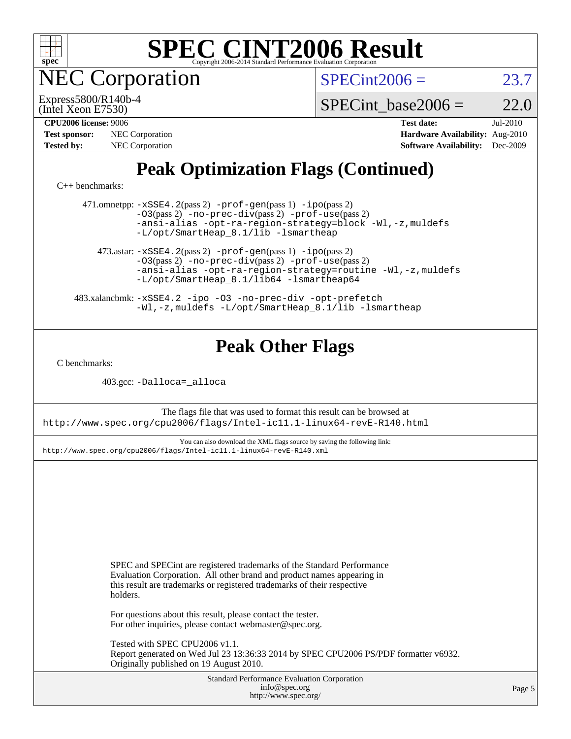## Peak Optimization Flags (Continued)

C++ benchmarks:

471.omnetpp: -xSSE4.2(pass 2) -prof-gen(pass 1) -ipo(pass 2)
-O3(pass 2) -no-prec-div(pass 2) -prof-use(pass 2)
-ansi-alias -opt-ra-region-strategy=block -Wl,-z,muldefs
-L/opt/SmartHeap_8.1/lib -lsmartheap

473.astar: -xSSE4.2(pass 2) -prof-gen(pass 1) -ipo(pass 2)
-O3(pass 2) -no-prec-div(pass 2) -prof-use(pass 2)
-ansi-alias -opt-ra-region-strategy=routine -Wl,-z,muldefs
-L/opt/SmartHeap_8.1/lib64 -lsmartheap64

483.xalancbmk: -xSSE4.2 -ipo -O3 -no-prec-div -opt-prefetch
-Wl,-z,muldefs -L/opt/SmartHeap_8.1/lib -lsmartheap

## Peak Other Flags

C benchmarks:

403.gcc: -Dalloca=_alloca

The flags file that was used to format this result can be browsed at
http://www.spec.org/cpu2006/flags/Intel-ic11.1-linux64-revE-R140.html

You can also download the XML flags source by saving the following link:
http://www.spec.org/cpu2006/flags/Intel-ic11.1-linux64-revE-R140.xml

SPEC and SPECint are registered trademarks of the Standard Performance Evaluation Corporation. All other brand and product names appearing in this result are trademarks or registered trademarks of their respective holders.

For questions about this result, please contact the tester.
For other inquiries, please contact webmaster@spec.org.

Tested with SPEC CPU2006 v1.1.
Report generated on Wed Jul 23 13:36:33 2014 by SPEC CPU2006 PS/PDF formatter v6932.
Originally published on 19 August 2010.